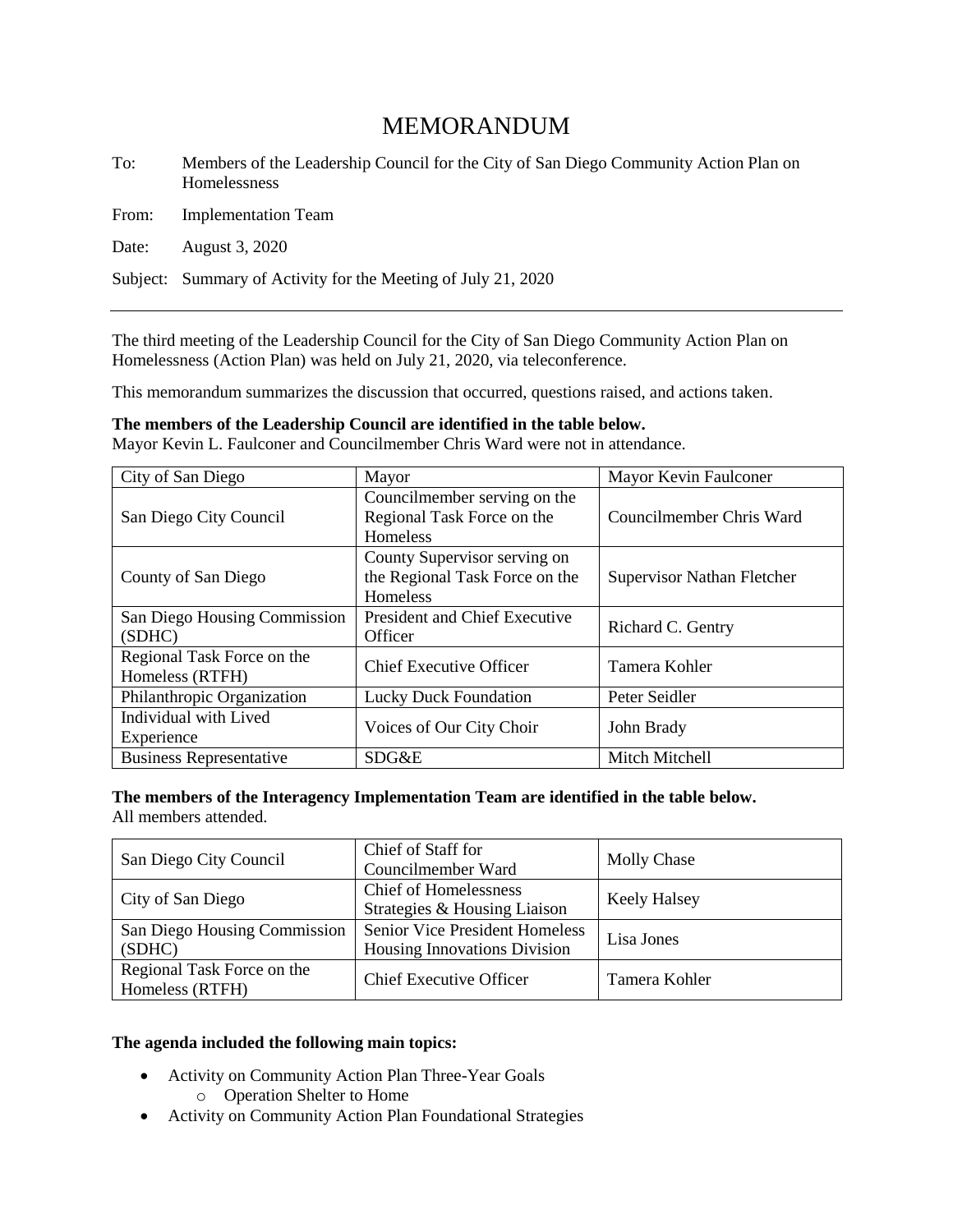# MEMORANDUM

To: Members of the Leadership Council for the City of San Diego Community Action Plan on Homelessness

From: Implementation Team

Date: August 3, 2020

Subject: Summary of Activity for the Meeting of July 21, 2020

---

The third meeting of the Leadership Council for the City of San Diego Community Action Plan on Homelessness (Action Plan) was held on July 21, 2020, via teleconference.

This memorandum summarizes the discussion that occurred, questions raised, and actions taken.

**The members of the Leadership Council are identified in the table below.**
Mayor Kevin L. Faulconer and Councilmember Chris Ward were not in attendance.

| City of San Diego | Mayor | Mayor Kevin Faulconer |
|---|---|---|
| San Diego City Council | Councilmember serving on the Regional Task Force on the Homeless | Councilmember Chris Ward |
| County of San Diego | County Supervisor serving on the Regional Task Force on the Homeless | Supervisor Nathan Fletcher |
| San Diego Housing Commission (SDHC) | President and Chief Executive Officer | Richard C. Gentry |
| Regional Task Force on the Homeless (RTFH) | Chief Executive Officer | Tamera Kohler |
| Philanthropic Organization | Lucky Duck Foundation | Peter Seidler |
| Individual with Lived Experience | Voices of Our City Choir | John Brady |
| Business Representative | SDG&E | Mitch Mitchell |

**The members of the Interagency Implementation Team are identified in the table below.**
All members attended.

| San Diego City Council | Chief of Staff for Councilmember Ward | Molly Chase |
|---|---|---|
| City of San Diego | Chief of Homelessness Strategies & Housing Liaison | Keely Halsey |
| San Diego Housing Commission (SDHC) | Senior Vice President Homeless Housing Innovations Division | Lisa Jones |
| Regional Task Force on the Homeless (RTFH) | Chief Executive Officer | Tamera Kohler |

**The agenda included the following main topics:**

- Activity on Community Action Plan Three-Year Goals
  - Operation Shelter to Home
- Activity on Community Action Plan Foundational Strategies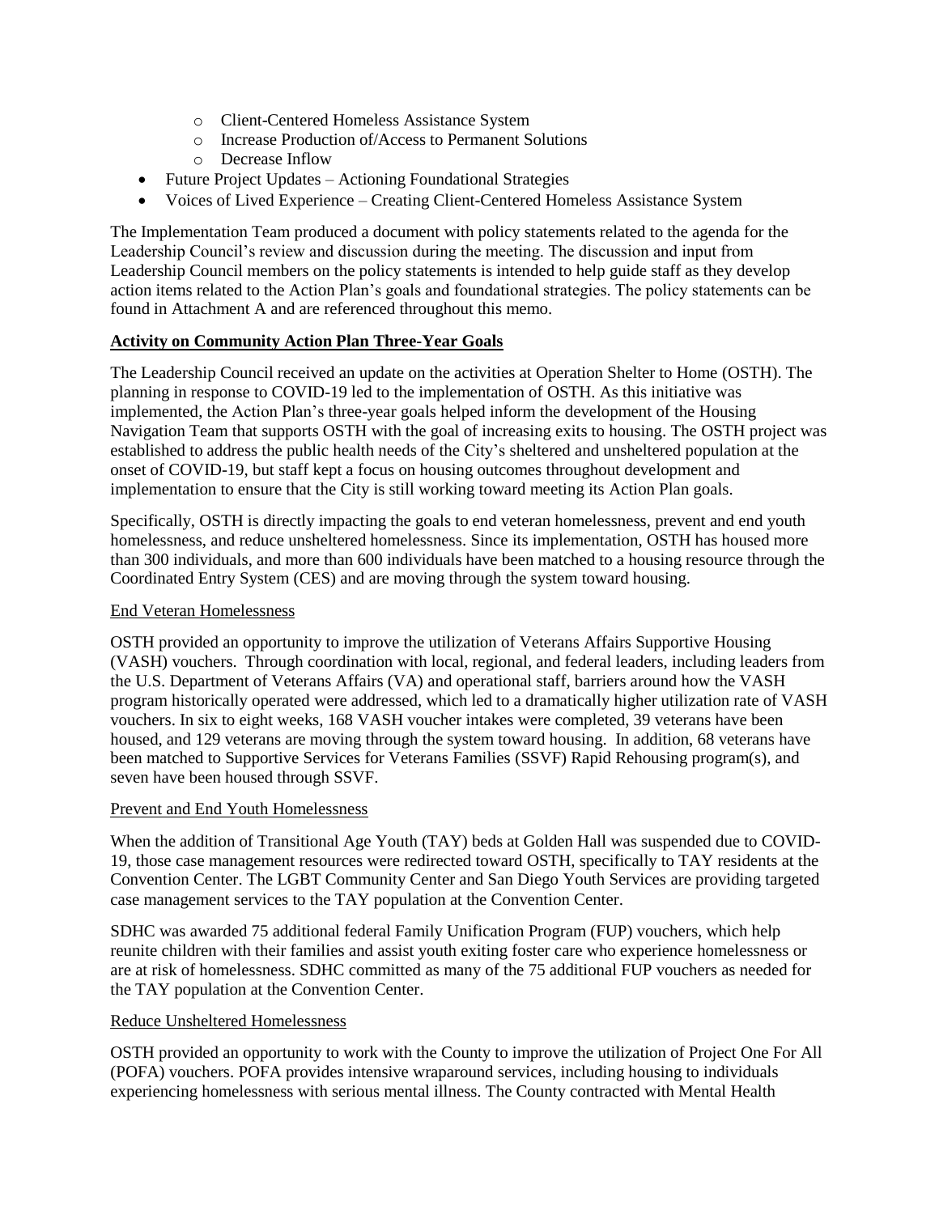- Client-Centered Homeless Assistance System
  - Increase Production of/Access to Permanent Solutions
  - Decrease Inflow
- Future Project Updates – Actioning Foundational Strategies
- Voices of Lived Experience – Creating Client-Centered Homeless Assistance System

The Implementation Team produced a document with policy statements related to the agenda for the Leadership Council's review and discussion during the meeting. The discussion and input from Leadership Council members on the policy statements is intended to help guide staff as they develop action items related to the Action Plan's goals and foundational strategies. The policy statements can be found in Attachment A and are referenced throughout this memo.

**Activity on Community Action Plan Three-Year Goals**

The Leadership Council received an update on the activities at Operation Shelter to Home (OSTH). The planning in response to COVID-19 led to the implementation of OSTH. As this initiative was implemented, the Action Plan's three-year goals helped inform the development of the Housing Navigation Team that supports OSTH with the goal of increasing exits to housing. The OSTH project was established to address the public health needs of the City's sheltered and unsheltered population at the onset of COVID-19, but staff kept a focus on housing outcomes throughout development and implementation to ensure that the City is still working toward meeting its Action Plan goals.

Specifically, OSTH is directly impacting the goals to end veteran homelessness, prevent and end youth homelessness, and reduce unsheltered homelessness. Since its implementation, OSTH has housed more than 300 individuals, and more than 600 individuals have been matched to a housing resource through the Coordinated Entry System (CES) and are moving through the system toward housing.

End Veteran Homelessness

OSTH provided an opportunity to improve the utilization of Veterans Affairs Supportive Housing (VASH) vouchers. Through coordination with local, regional, and federal leaders, including leaders from the U.S. Department of Veterans Affairs (VA) and operational staff, barriers around how the VASH program historically operated were addressed, which led to a dramatically higher utilization rate of VASH vouchers. In six to eight weeks, 168 VASH voucher intakes were completed, 39 veterans have been housed, and 129 veterans are moving through the system toward housing. In addition, 68 veterans have been matched to Supportive Services for Veterans Families (SSVF) Rapid Rehousing program(s), and seven have been housed through SSVF.

Prevent and End Youth Homelessness

When the addition of Transitional Age Youth (TAY) beds at Golden Hall was suspended due to COVID-19, those case management resources were redirected toward OSTH, specifically to TAY residents at the Convention Center. The LGBT Community Center and San Diego Youth Services are providing targeted case management services to the TAY population at the Convention Center.

SDHC was awarded 75 additional federal Family Unification Program (FUP) vouchers, which help reunite children with their families and assist youth exiting foster care who experience homelessness or are at risk of homelessness. SDHC committed as many of the 75 additional FUP vouchers as needed for the TAY population at the Convention Center.

Reduce Unsheltered Homelessness

OSTH provided an opportunity to work with the County to improve the utilization of Project One For All (POFA) vouchers. POFA provides intensive wraparound services, including housing to individuals experiencing homelessness with serious mental illness. The County contracted with Mental Health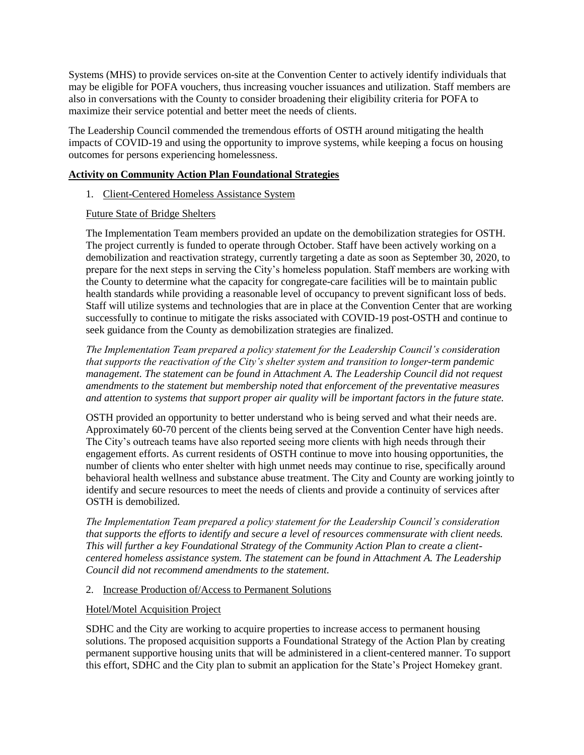Systems (MHS) to provide services on-site at the Convention Center to actively identify individuals that may be eligible for POFA vouchers, thus increasing voucher issuances and utilization. Staff members are also in conversations with the County to consider broadening their eligibility criteria for POFA to maximize their service potential and better meet the needs of clients.

The Leadership Council commended the tremendous efforts of OSTH around mitigating the health impacts of COVID-19 and using the opportunity to improve systems, while keeping a focus on housing outcomes for persons experiencing homelessness.

**Activity on Community Action Plan Foundational Strategies**

1. Client-Centered Homeless Assistance System

Future State of Bridge Shelters

The Implementation Team members provided an update on the demobilization strategies for OSTH. The project currently is funded to operate through October. Staff have been actively working on a demobilization and reactivation strategy, currently targeting a date as soon as September 30, 2020, to prepare for the next steps in serving the City's homeless population. Staff members are working with the County to determine what the capacity for congregate-care facilities will be to maintain public health standards while providing a reasonable level of occupancy to prevent significant loss of beds. Staff will utilize systems and technologies that are in place at the Convention Center that are working successfully to continue to mitigate the risks associated with COVID-19 post-OSTH and continue to seek guidance from the County as demobilization strategies are finalized.

*The Implementation Team prepared a policy statement for the Leadership Council's consideration that supports the reactivation of the City's shelter system and transition to longer-term pandemic management. The statement can be found in Attachment A. The Leadership Council did not request amendments to the statement but membership noted that enforcement of the preventative measures and attention to systems that support proper air quality will be important factors in the future state.*

OSTH provided an opportunity to better understand who is being served and what their needs are. Approximately 60-70 percent of the clients being served at the Convention Center have high needs. The City's outreach teams have also reported seeing more clients with high needs through their engagement efforts. As current residents of OSTH continue to move into housing opportunities, the number of clients who enter shelter with high unmet needs may continue to rise, specifically around behavioral health wellness and substance abuse treatment. The City and County are working jointly to identify and secure resources to meet the needs of clients and provide a continuity of services after OSTH is demobilized.

*The Implementation Team prepared a policy statement for the Leadership Council's consideration that supports the efforts to identify and secure a level of resources commensurate with client needs. This will further a key Foundational Strategy of the Community Action Plan to create a client-centered homeless assistance system. The statement can be found in Attachment A. The Leadership Council did not recommend amendments to the statement.*

2. Increase Production of/Access to Permanent Solutions

Hotel/Motel Acquisition Project

SDHC and the City are working to acquire properties to increase access to permanent housing solutions. The proposed acquisition supports a Foundational Strategy of the Action Plan by creating permanent supportive housing units that will be administered in a client-centered manner. To support this effort, SDHC and the City plan to submit an application for the State's Project Homekey grant.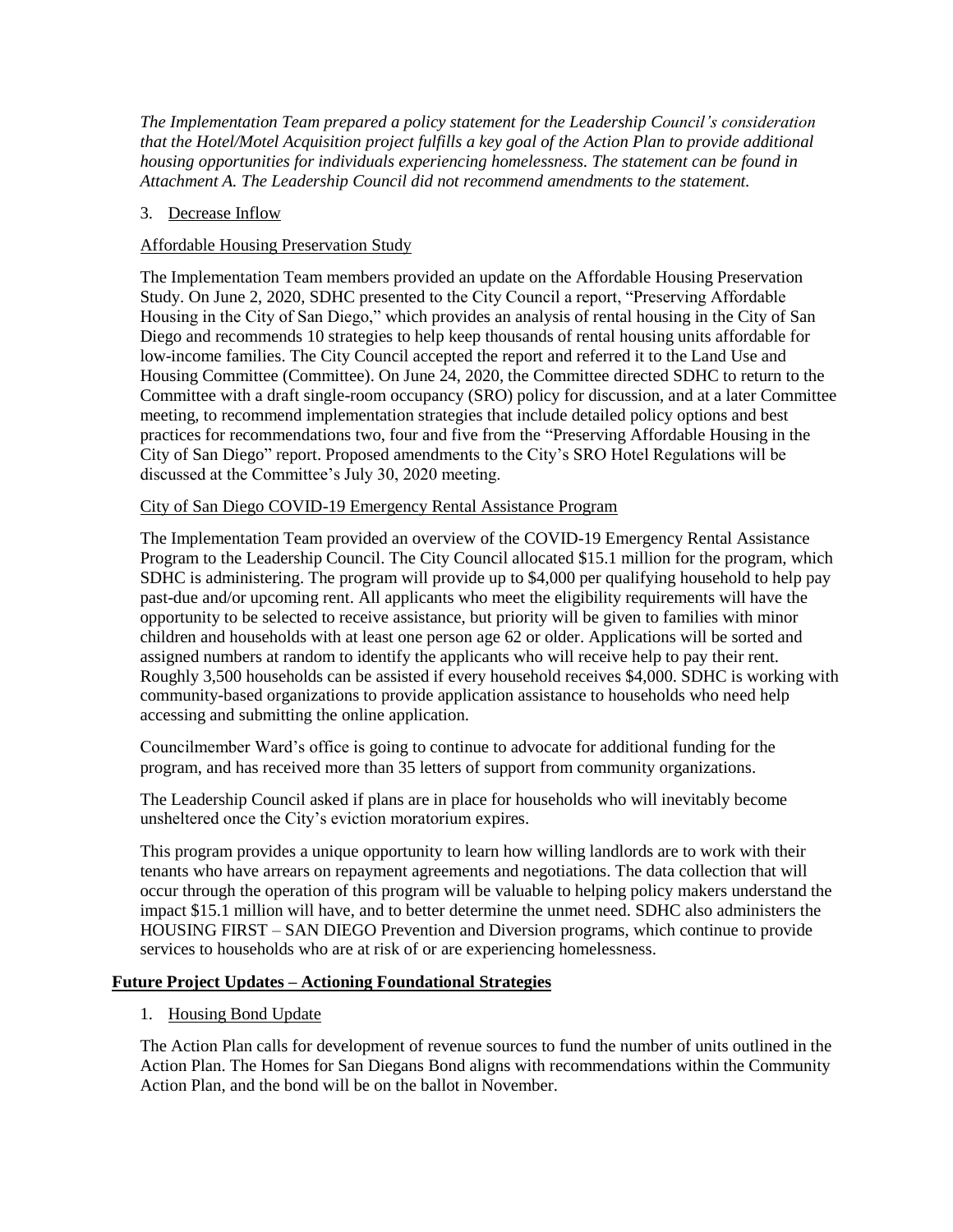*The Implementation Team prepared a policy statement for the Leadership Council's consideration that the Hotel/Motel Acquisition project fulfills a key goal of the Action Plan to provide additional housing opportunities for individuals experiencing homelessness. The statement can be found in Attachment A. The Leadership Council did not recommend amendments to the statement.*

3. <u>Decrease Inflow</u>

<u>Affordable Housing Preservation Study</u>

The Implementation Team members provided an update on the Affordable Housing Preservation Study. On June 2, 2020, SDHC presented to the City Council a report, "Preserving Affordable Housing in the City of San Diego," which provides an analysis of rental housing in the City of San Diego and recommends 10 strategies to help keep thousands of rental housing units affordable for low-income families. The City Council accepted the report and referred it to the Land Use and Housing Committee (Committee). On June 24, 2020, the Committee directed SDHC to return to the Committee with a draft single-room occupancy (SRO) policy for discussion, and at a later Committee meeting, to recommend implementation strategies that include detailed policy options and best practices for recommendations two, four and five from the "Preserving Affordable Housing in the City of San Diego" report. Proposed amendments to the City's SRO Hotel Regulations will be discussed at the Committee's July 30, 2020 meeting.

<u>City of San Diego COVID-19 Emergency Rental Assistance Program</u>

The Implementation Team provided an overview of the COVID-19 Emergency Rental Assistance Program to the Leadership Council. The City Council allocated $15.1 million for the program, which SDHC is administering. The program will provide up to $4,000 per qualifying household to help pay past-due and/or upcoming rent. All applicants who meet the eligibility requirements will have the opportunity to be selected to receive assistance, but priority will be given to families with minor children and households with at least one person age 62 or older. Applications will be sorted and assigned numbers at random to identify the applicants who will receive help to pay their rent. Roughly 3,500 households can be assisted if every household receives $4,000. SDHC is working with community-based organizations to provide application assistance to households who need help accessing and submitting the online application.

Councilmember Ward's office is going to continue to advocate for additional funding for the program, and has received more than 35 letters of support from community organizations.

The Leadership Council asked if plans are in place for households who will inevitably become unsheltered once the City's eviction moratorium expires.

This program provides a unique opportunity to learn how willing landlords are to work with their tenants who have arrears on repayment agreements and negotiations. The data collection that will occur through the operation of this program will be valuable to helping policy makers understand the impact $15.1 million will have, and to better determine the unmet need. SDHC also administers the HOUSING FIRST – SAN DIEGO Prevention and Diversion programs, which continue to provide services to households who are at risk of or are experiencing homelessness.

**<u>Future Project Updates – Actioning Foundational Strategies</u>**

1. <u>Housing Bond Update</u>

The Action Plan calls for development of revenue sources to fund the number of units outlined in the Action Plan. The Homes for San Diegans Bond aligns with recommendations within the Community Action Plan, and the bond will be on the ballot in November.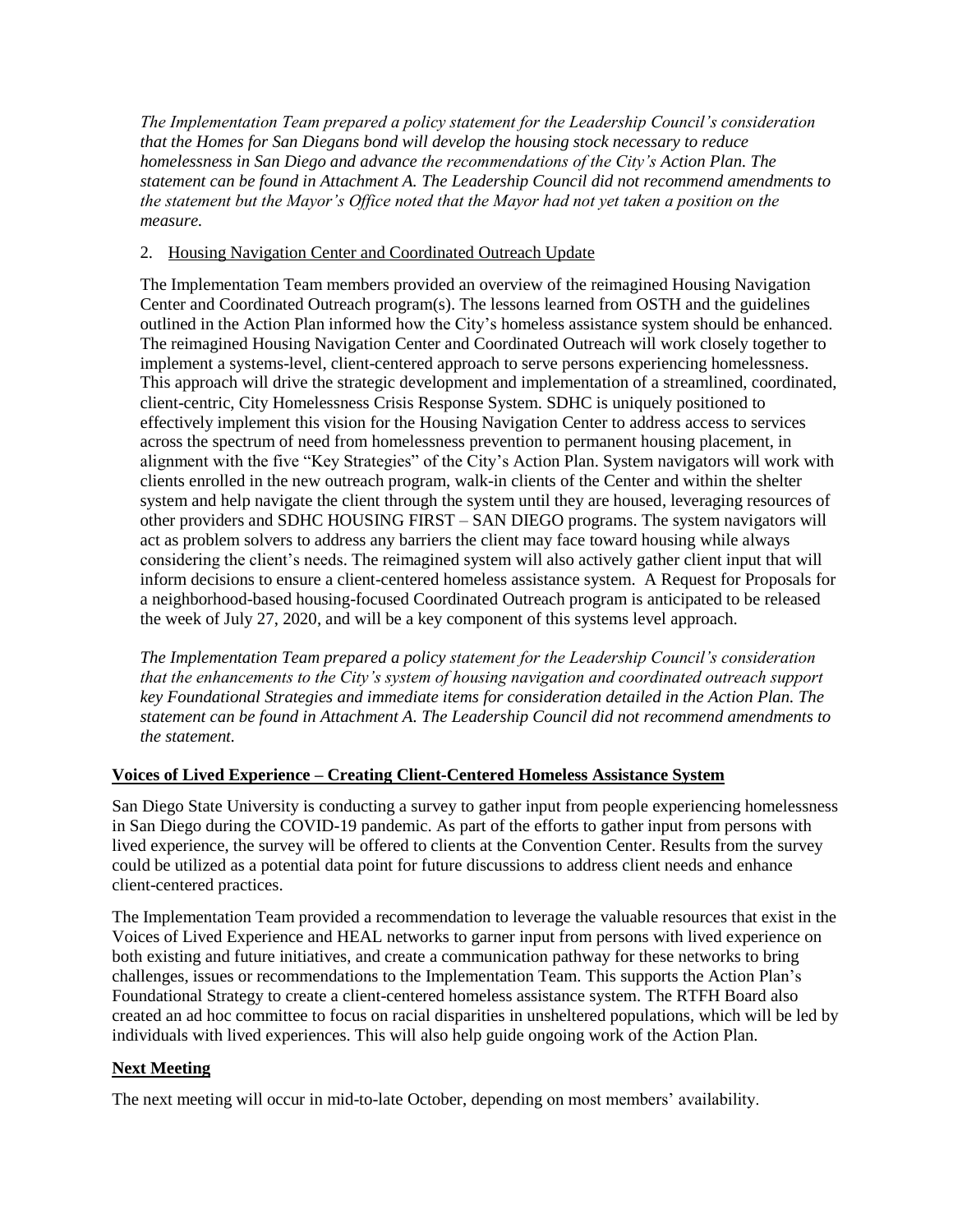*The Implementation Team prepared a policy statement for the Leadership Council's consideration that the Homes for San Diegans bond will develop the housing stock necessary to reduce homelessness in San Diego and advance the recommendations of the City's Action Plan. The statement can be found in Attachment A. The Leadership Council did not recommend amendments to the statement but the Mayor's Office noted that the Mayor had not yet taken a position on the measure.*

2. Housing Navigation Center and Coordinated Outreach Update

The Implementation Team members provided an overview of the reimagined Housing Navigation Center and Coordinated Outreach program(s). The lessons learned from OSTH and the guidelines outlined in the Action Plan informed how the City's homeless assistance system should be enhanced. The reimagined Housing Navigation Center and Coordinated Outreach will work closely together to implement a systems-level, client-centered approach to serve persons experiencing homelessness. This approach will drive the strategic development and implementation of a streamlined, coordinated, client-centric, City Homelessness Crisis Response System. SDHC is uniquely positioned to effectively implement this vision for the Housing Navigation Center to address access to services across the spectrum of need from homelessness prevention to permanent housing placement, in alignment with the five "Key Strategies" of the City's Action Plan. System navigators will work with clients enrolled in the new outreach program, walk-in clients of the Center and within the shelter system and help navigate the client through the system until they are housed, leveraging resources of other providers and SDHC HOUSING FIRST – SAN DIEGO programs. The system navigators will act as problem solvers to address any barriers the client may face toward housing while always considering the client's needs. The reimagined system will also actively gather client input that will inform decisions to ensure a client-centered homeless assistance system. A Request for Proposals for a neighborhood-based housing-focused Coordinated Outreach program is anticipated to be released the week of July 27, 2020, and will be a key component of this systems level approach.

*The Implementation Team prepared a policy statement for the Leadership Council's consideration that the enhancements to the City's system of housing navigation and coordinated outreach support key Foundational Strategies and immediate items for consideration detailed in the Action Plan. The statement can be found in Attachment A. The Leadership Council did not recommend amendments to the statement.*

**Voices of Lived Experience – Creating Client-Centered Homeless Assistance System**

San Diego State University is conducting a survey to gather input from people experiencing homelessness in San Diego during the COVID-19 pandemic. As part of the efforts to gather input from persons with lived experience, the survey will be offered to clients at the Convention Center. Results from the survey could be utilized as a potential data point for future discussions to address client needs and enhance client-centered practices.

The Implementation Team provided a recommendation to leverage the valuable resources that exist in the Voices of Lived Experience and HEAL networks to garner input from persons with lived experience on both existing and future initiatives, and create a communication pathway for these networks to bring challenges, issues or recommendations to the Implementation Team. This supports the Action Plan's Foundational Strategy to create a client-centered homeless assistance system. The RTFH Board also created an ad hoc committee to focus on racial disparities in unsheltered populations, which will be led by individuals with lived experiences. This will also help guide ongoing work of the Action Plan.

**Next Meeting**

The next meeting will occur in mid-to-late October, depending on most members' availability.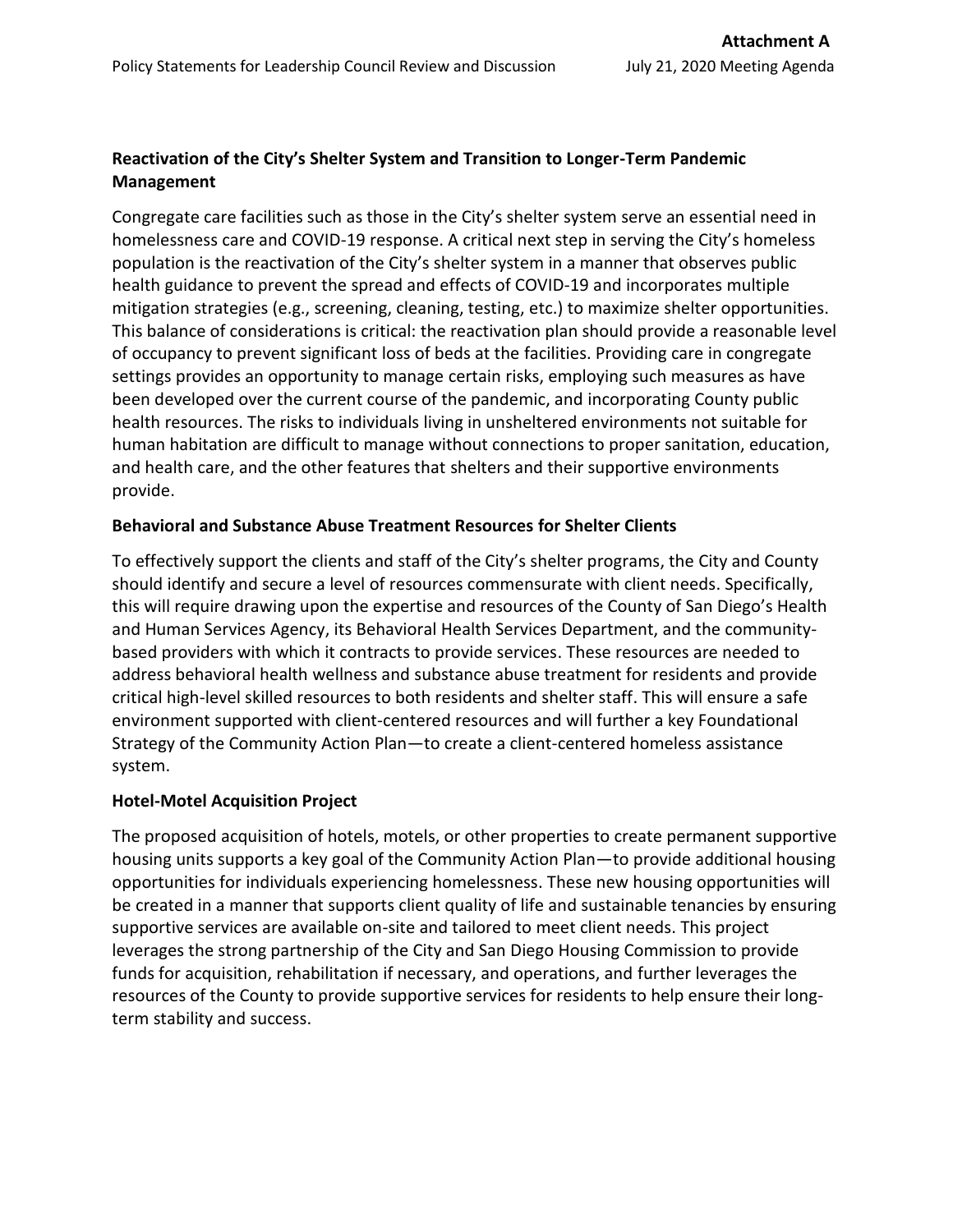## Reactivation of the City's Shelter System and Transition to Longer-Term Pandemic Management

Congregate care facilities such as those in the City's shelter system serve an essential need in homelessness care and COVID-19 response. A critical next step in serving the City's homeless population is the reactivation of the City's shelter system in a manner that observes public health guidance to prevent the spread and effects of COVID-19 and incorporates multiple mitigation strategies (e.g., screening, cleaning, testing, etc.) to maximize shelter opportunities. This balance of considerations is critical: the reactivation plan should provide a reasonable level of occupancy to prevent significant loss of beds at the facilities. Providing care in congregate settings provides an opportunity to manage certain risks, employing such measures as have been developed over the current course of the pandemic, and incorporating County public health resources. The risks to individuals living in unsheltered environments not suitable for human habitation are difficult to manage without connections to proper sanitation, education, and health care, and the other features that shelters and their supportive environments provide.

## Behavioral and Substance Abuse Treatment Resources for Shelter Clients

To effectively support the clients and staff of the City's shelter programs, the City and County should identify and secure a level of resources commensurate with client needs. Specifically, this will require drawing upon the expertise and resources of the County of San Diego's Health and Human Services Agency, its Behavioral Health Services Department, and the community-based providers with which it contracts to provide services. These resources are needed to address behavioral health wellness and substance abuse treatment for residents and provide critical high-level skilled resources to both residents and shelter staff. This will ensure a safe environment supported with client-centered resources and will further a key Foundational Strategy of the Community Action Plan—to create a client-centered homeless assistance system.

## Hotel-Motel Acquisition Project

The proposed acquisition of hotels, motels, or other properties to create permanent supportive housing units supports a key goal of the Community Action Plan—to provide additional housing opportunities for individuals experiencing homelessness. These new housing opportunities will be created in a manner that supports client quality of life and sustainable tenancies by ensuring supportive services are available on-site and tailored to meet client needs. This project leverages the strong partnership of the City and San Diego Housing Commission to provide funds for acquisition, rehabilitation if necessary, and operations, and further leverages the resources of the County to provide supportive services for residents to help ensure their long-term stability and success.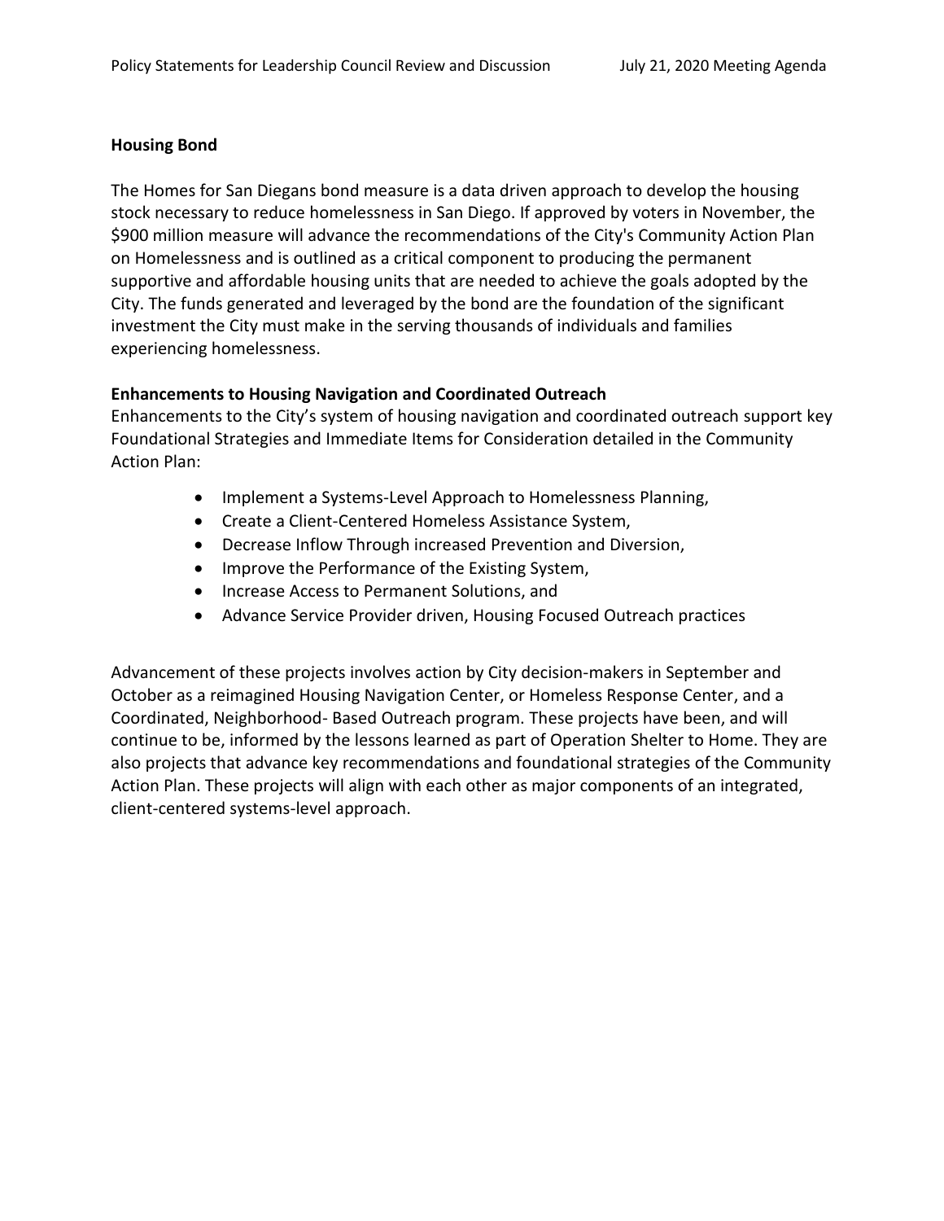**Housing Bond**

The Homes for San Diegans bond measure is a data driven approach to develop the housing stock necessary to reduce homelessness in San Diego. If approved by voters in November, the $900 million measure will advance the recommendations of the City's Community Action Plan on Homelessness and is outlined as a critical component to producing the permanent supportive and affordable housing units that are needed to achieve the goals adopted by the City. The funds generated and leveraged by the bond are the foundation of the significant investment the City must make in the serving thousands of individuals and families experiencing homelessness.

**Enhancements to Housing Navigation and Coordinated Outreach**

Enhancements to the City's system of housing navigation and coordinated outreach support key Foundational Strategies and Immediate Items for Consideration detailed in the Community Action Plan:

- Implement a Systems-Level Approach to Homelessness Planning,
- Create a Client-Centered Homeless Assistance System,
- Decrease Inflow Through increased Prevention and Diversion,
- Improve the Performance of the Existing System,
- Increase Access to Permanent Solutions, and
- Advance Service Provider driven, Housing Focused Outreach practices

Advancement of these projects involves action by City decision-makers in September and October as a reimagined Housing Navigation Center, or Homeless Response Center, and a Coordinated, Neighborhood- Based Outreach program. These projects have been, and will continue to be, informed by the lessons learned as part of Operation Shelter to Home. They are also projects that advance key recommendations and foundational strategies of the Community Action Plan. These projects will align with each other as major components of an integrated, client-centered systems-level approach.